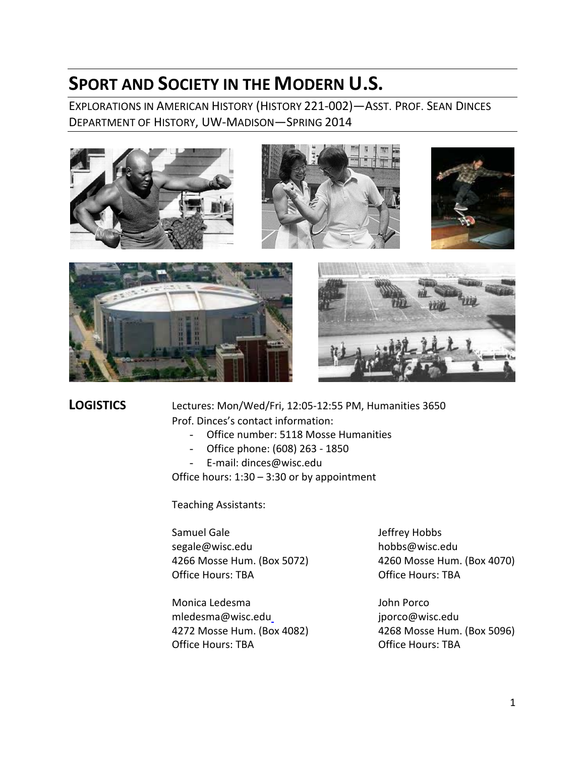# SPORT AND SOCIETY IN THE MODERN U.S.

EXPLORATIONS IN AMERICAN HISTORY (HISTORY 221-002)—ASST. PROF. SEAN DINCES
DEPARTMENT OF HISTORY, UW-MADISON—SPRING 2014

## LOGISTICS

Lectures: Mon/Wed/Fri, 12:05-12:55 PM, Humanities 3650

Prof. Dinces's contact information:

- Office number: 5118 Mosse Humanities
- Office phone: (608) 263 - 1850
- E-mail: dinces@wisc.edu

Office hours: 1:30 – 3:30 or by appointment

Teaching Assistants:

Samuel Gale
segale@wisc.edu
4266 Mosse Hum. (Box 5072)
Office Hours: TBA

Jeffrey Hobbs
hobbs@wisc.edu
4260 Mosse Hum. (Box 4070)
Office Hours: TBA

Monica Ledesma
mledesma@wisc.edu
4272 Mosse Hum. (Box 4082)
Office Hours: TBA

John Porco
jporco@wisc.edu
4268 Mosse Hum. (Box 5096)
Office Hours: TBA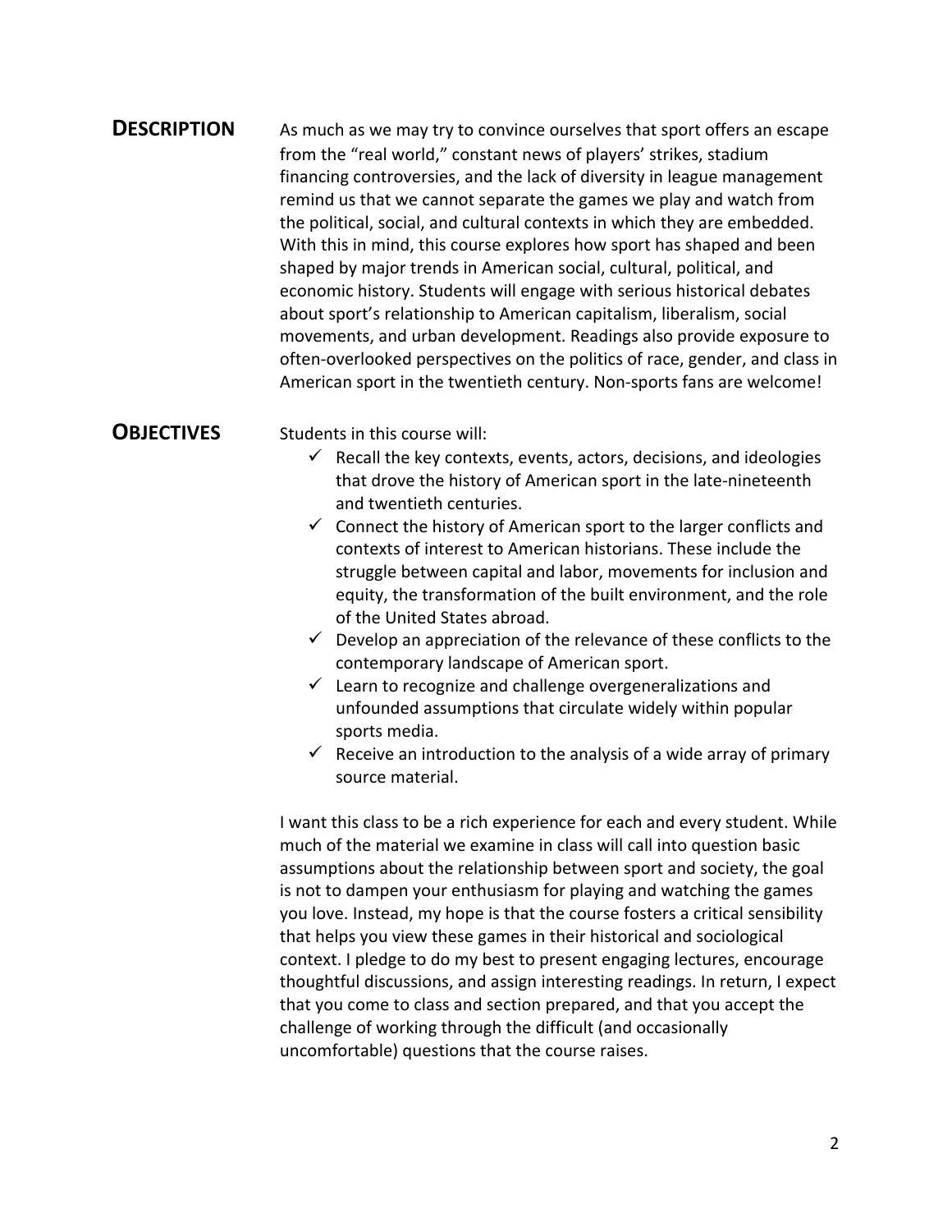## DESCRIPTION

As much as we may try to convince ourselves that sport offers an escape from the "real world," constant news of players' strikes, stadium financing controversies, and the lack of diversity in league management remind us that we cannot separate the games we play and watch from the political, social, and cultural contexts in which they are embedded. With this in mind, this course explores how sport has shaped and been shaped by major trends in American social, cultural, political, and economic history. Students will engage with serious historical debates about sport's relationship to American capitalism, liberalism, social movements, and urban development. Readings also provide exposure to often-overlooked perspectives on the politics of race, gender, and class in American sport in the twentieth century. Non-sports fans are welcome!

## OBJECTIVES

Students in this course will:

- ✓ Recall the key contexts, events, actors, decisions, and ideologies that drove the history of American sport in the late-nineteenth and twentieth centuries.
- ✓ Connect the history of American sport to the larger conflicts and contexts of interest to American historians. These include the struggle between capital and labor, movements for inclusion and equity, the transformation of the built environment, and the role of the United States abroad.
- ✓ Develop an appreciation of the relevance of these conflicts to the contemporary landscape of American sport.
- ✓ Learn to recognize and challenge overgeneralizations and unfounded assumptions that circulate widely within popular sports media.
- ✓ Receive an introduction to the analysis of a wide array of primary source material.

I want this class to be a rich experience for each and every student. While much of the material we examine in class will call into question basic assumptions about the relationship between sport and society, the goal is not to dampen your enthusiasm for playing and watching the games you love. Instead, my hope is that the course fosters a critical sensibility that helps you view these games in their historical and sociological context. I pledge to do my best to present engaging lectures, encourage thoughtful discussions, and assign interesting readings. In return, I expect that you come to class and section prepared, and that you accept the challenge of working through the difficult (and occasionally uncomfortable) questions that the course raises.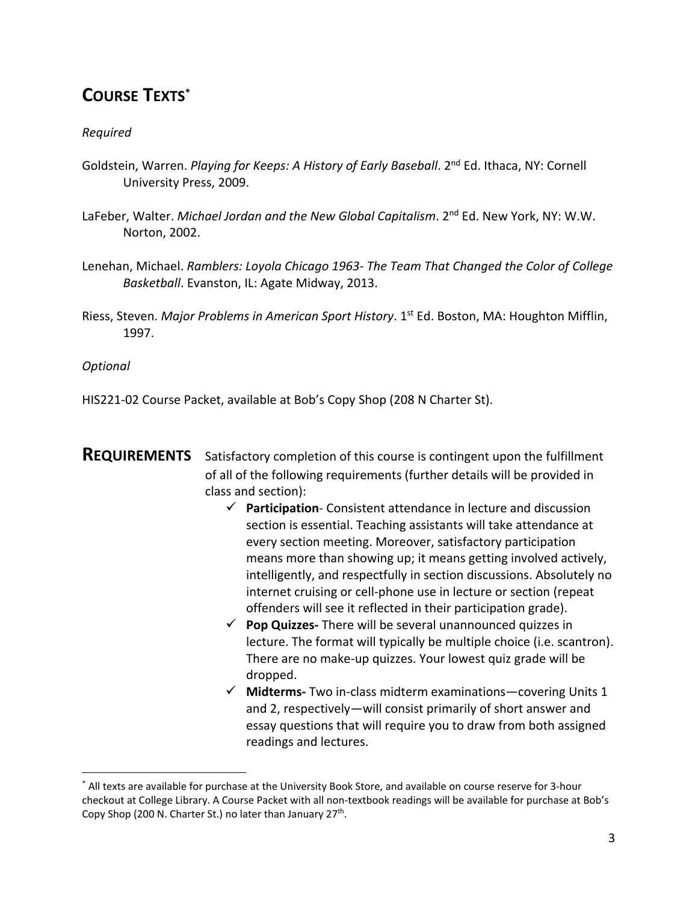## COURSE TEXTS[*]

*Required*

Goldstein, Warren. *Playing for Keeps: A History of Early Baseball*. 2nd Ed. Ithaca, NY: Cornell University Press, 2009.

LaFeber, Walter. *Michael Jordan and the New Global Capitalism*. 2nd Ed. New York, NY: W.W. Norton, 2002.

Lenehan, Michael. *Ramblers: Loyola Chicago 1963- The Team That Changed the Color of College Basketball*. Evanston, IL: Agate Midway, 2013.

Riess, Steven. *Major Problems in American Sport History*. 1st Ed. Boston, MA: Houghton Mifflin, 1997.

*Optional*

HIS221-02 Course Packet, available at Bob's Copy Shop (208 N Charter St).

## REQUIREMENTS

Satisfactory completion of this course is contingent upon the fulfillment of all of the following requirements (further details will be provided in class and section):

- ✓ **Participation**- Consistent attendance in lecture and discussion section is essential. Teaching assistants will take attendance at every section meeting. Moreover, satisfactory participation means more than showing up; it means getting involved actively, intelligently, and respectfully in section discussions. Absolutely no internet cruising or cell-phone use in lecture or section (repeat offenders will see it reflected in their participation grade).
- ✓ **Pop Quizzes-** There will be several unannounced quizzes in lecture. The format will typically be multiple choice (i.e. scantron). There are no make-up quizzes. Your lowest quiz grade will be dropped.
- ✓ **Midterms-** Two in-class midterm examinations—covering Units 1 and 2, respectively—will consist primarily of short answer and essay questions that will require you to draw from both assigned readings and lectures.

---

[*] All texts are available for purchase at the University Book Store, and available on course reserve for 3-hour checkout at College Library. A Course Packet with all non-textbook readings will be available for purchase at Bob's Copy Shop (200 N. Charter St.) no later than January 27th.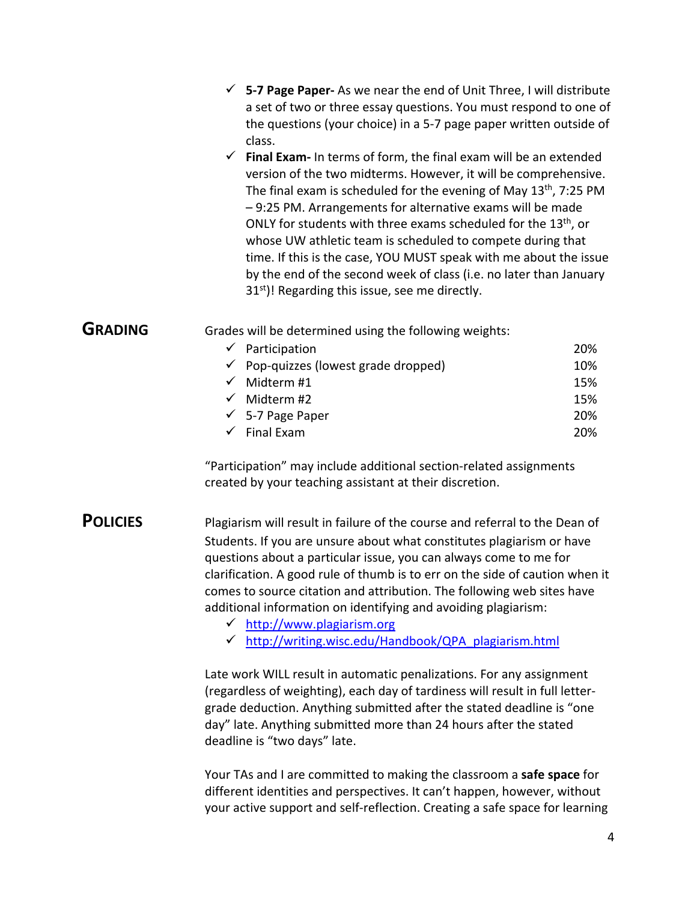- **5-7 Page Paper-** As we near the end of Unit Three, I will distribute a set of two or three essay questions. You must respond to one of the questions (your choice) in a 5-7 page paper written outside of class.
- **Final Exam-** In terms of form, the final exam will be an extended version of the two midterms. However, it will be comprehensive. The final exam is scheduled for the evening of May 13th, 7:25 PM – 9:25 PM. Arrangements for alternative exams will be made ONLY for students with three exams scheduled for the 13th, or whose UW athletic team is scheduled to compete during that time. If this is the case, YOU MUST speak with me about the issue by the end of the second week of class (i.e. no later than January 31st)! Regarding this issue, see me directly.

## GRADING

Grades will be determined using the following weights:

| | |
|---|---|
| ✓ Participation | 20% |
| ✓ Pop-quizzes (lowest grade dropped) | 10% |
| ✓ Midterm #1 | 15% |
| ✓ Midterm #2 | 15% |
| ✓ 5-7 Page Paper | 20% |
| ✓ Final Exam | 20% |

"Participation" may include additional section-related assignments created by your teaching assistant at their discretion.

## POLICIES

Plagiarism will result in failure of the course and referral to the Dean of Students. If you are unsure about what constitutes plagiarism or have questions about a particular issue, you can always come to me for clarification. A good rule of thumb is to err on the side of caution when it comes to source citation and attribution. The following web sites have additional information on identifying and avoiding plagiarism:

- http://www.plagiarism.org
- http://writing.wisc.edu/Handbook/QPA_plagiarism.html

Late work WILL result in automatic penalizations. For any assignment (regardless of weighting), each day of tardiness will result in full letter-grade deduction. Anything submitted after the stated deadline is "one day" late. Anything submitted more than 24 hours after the stated deadline is "two days" late.

Your TAs and I are committed to making the classroom a **safe space** for different identities and perspectives. It can't happen, however, without your active support and self-reflection. Creating a safe space for learning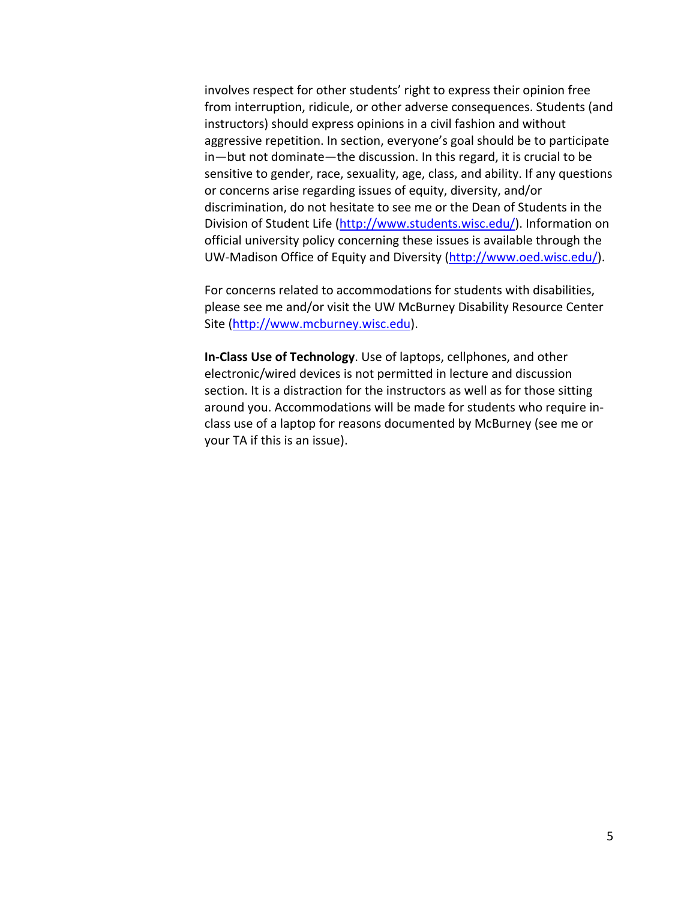involves respect for other students' right to express their opinion free from interruption, ridicule, or other adverse consequences. Students (and instructors) should express opinions in a civil fashion and without aggressive repetition. In section, everyone's goal should be to participate in—but not dominate—the discussion. In this regard, it is crucial to be sensitive to gender, race, sexuality, age, class, and ability. If any questions or concerns arise regarding issues of equity, diversity, and/or discrimination, do not hesitate to see me or the Dean of Students in the Division of Student Life (http://www.students.wisc.edu/). Information on official university policy concerning these issues is available through the UW-Madison Office of Equity and Diversity (http://www.oed.wisc.edu/).

For concerns related to accommodations for students with disabilities, please see me and/or visit the UW McBurney Disability Resource Center Site (http://www.mcburney.wisc.edu).

**In-Class Use of Technology**. Use of laptops, cellphones, and other electronic/wired devices is not permitted in lecture and discussion section. It is a distraction for the instructors as well as for those sitting around you. Accommodations will be made for students who require in-class use of a laptop for reasons documented by McBurney (see me or your TA if this is an issue).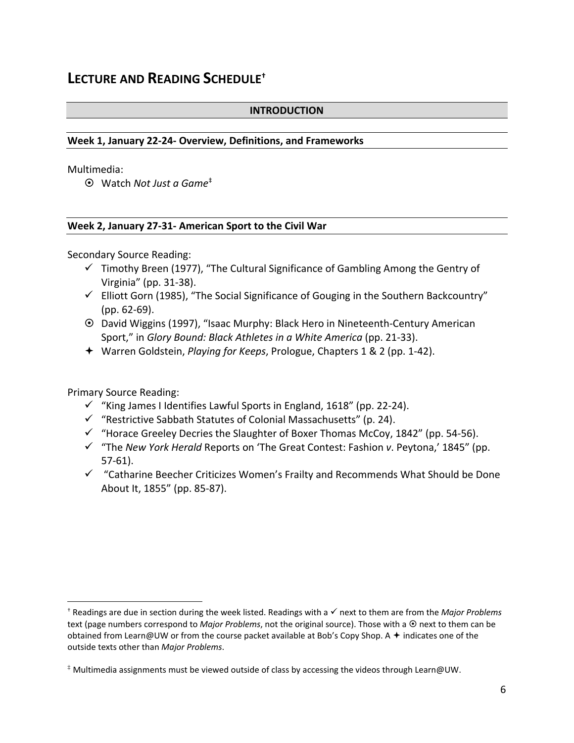## LECTURE AND READING SCHEDULE[†]

### INTRODUCTION

**Week 1, January 22-24- Overview, Definitions, and Frameworks**

Multimedia:

- ⊙ Watch *Not Just a Game*[‡]

**Week 2, January 27-31- American Sport to the Civil War**

Secondary Source Reading:

- ✓ Timothy Breen (1977), "The Cultural Significance of Gambling Among the Gentry of Virginia" (pp. 31-38).
- ✓ Elliott Gorn (1985), "The Social Significance of Gouging in the Southern Backcountry" (pp. 62-69).
- ⊙ David Wiggins (1997), "Isaac Murphy: Black Hero in Nineteenth-Century American Sport," in *Glory Bound: Black Athletes in a White America* (pp. 21-33).
- ✦ Warren Goldstein, *Playing for Keeps*, Prologue, Chapters 1 & 2 (pp. 1-42).

Primary Source Reading:

- ✓ "King James I Identifies Lawful Sports in England, 1618" (pp. 22-24).
- ✓ "Restrictive Sabbath Statutes of Colonial Massachusetts" (p. 24).
- ✓ "Horace Greeley Decries the Slaughter of Boxer Thomas McCoy, 1842" (pp. 54-56).
- ✓ "The *New York Herald* Reports on 'The Great Contest: Fashion *v*. Peytona,' 1845" (pp. 57-61).
- ✓ "Catharine Beecher Criticizes Women's Frailty and Recommends What Should be Done About It, 1855" (pp. 85-87).

---

[†] Readings are due in section during the week listed. Readings with a ✓ next to them are from the *Major Problems* text (page numbers correspond to *Major Problems*, not the original source). Those with a ⊙ next to them can be obtained from Learn@UW or from the course packet available at Bob's Copy Shop. A ✦ indicates one of the outside texts other than *Major Problems*.

[‡] Multimedia assignments must be viewed outside of class by accessing the videos through Learn@UW.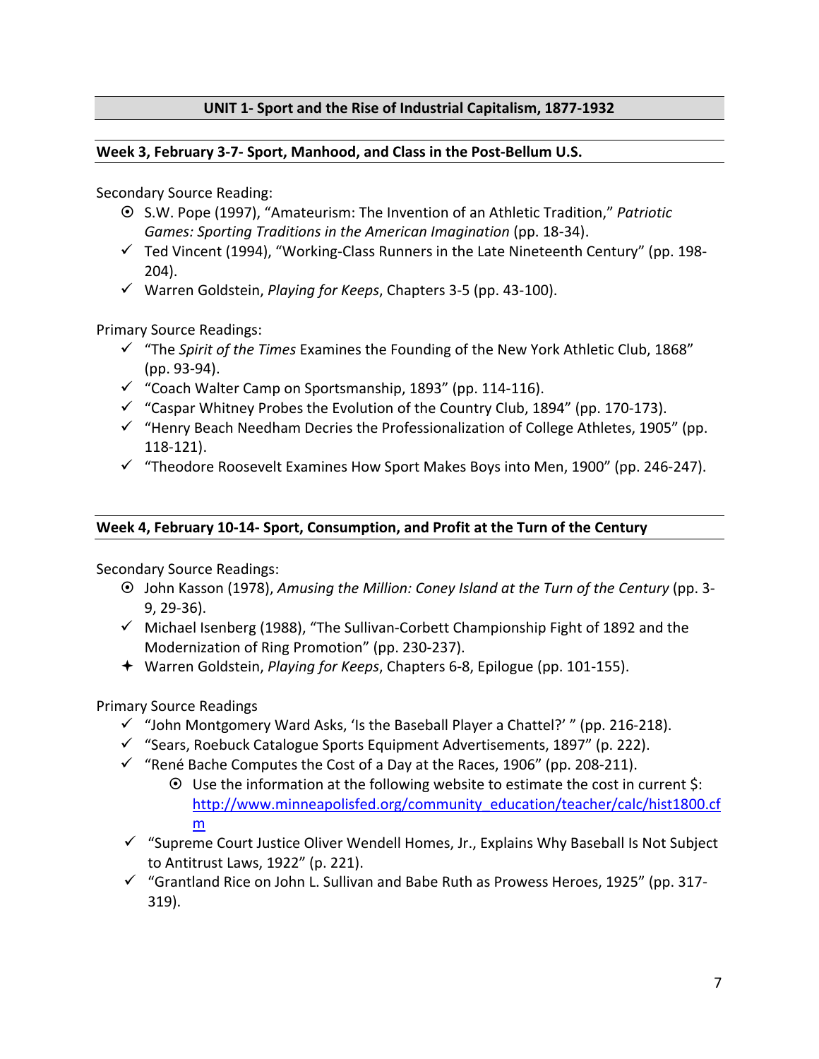## UNIT 1- Sport and the Rise of Industrial Capitalism, 1877-1932

### Week 3, February 3-7- Sport, Manhood, and Class in the Post-Bellum U.S.

Secondary Source Reading:

- ⦿ S.W. Pope (1997), "Amateurism: The Invention of an Athletic Tradition," *Patriotic Games: Sporting Traditions in the American Imagination* (pp. 18-34).
- ✓ Ted Vincent (1994), "Working-Class Runners in the Late Nineteenth Century" (pp. 198-204).
- ✓ Warren Goldstein, *Playing for Keeps*, Chapters 3-5 (pp. 43-100).

Primary Source Readings:

- ✓ "The *Spirit of the Times* Examines the Founding of the New York Athletic Club, 1868" (pp. 93-94).
- ✓ "Coach Walter Camp on Sportsmanship, 1893" (pp. 114-116).
- ✓ "Caspar Whitney Probes the Evolution of the Country Club, 1894" (pp. 170-173).
- ✓ "Henry Beach Needham Decries the Professionalization of College Athletes, 1905" (pp. 118-121).
- ✓ "Theodore Roosevelt Examines How Sport Makes Boys into Men, 1900" (pp. 246-247).

### Week 4, February 10-14- Sport, Consumption, and Profit at the Turn of the Century

Secondary Source Readings:

- ⦿ John Kasson (1978), *Amusing the Million: Coney Island at the Turn of the Century* (pp. 3-9, 29-36).
- ✓ Michael Isenberg (1988), "The Sullivan-Corbett Championship Fight of 1892 and the Modernization of Ring Promotion" (pp. 230-237).
- ✦ Warren Goldstein, *Playing for Keeps*, Chapters 6-8, Epilogue (pp. 101-155).

Primary Source Readings

- ✓ "John Montgomery Ward Asks, 'Is the Baseball Player a Chattel?' " (pp. 216-218).
- ✓ "Sears, Roebuck Catalogue Sports Equipment Advertisements, 1897" (p. 222).
- ✓ "René Bache Computes the Cost of a Day at the Races, 1906" (pp. 208-211).
  - ⦿ Use the information at the following website to estimate the cost in current $: http://www.minneapolisfed.org/community_education/teacher/calc/hist1800.cfm
- ✓ "Supreme Court Justice Oliver Wendell Homes, Jr., Explains Why Baseball Is Not Subject to Antitrust Laws, 1922" (p. 221).
- ✓ "Grantland Rice on John L. Sullivan and Babe Ruth as Prowess Heroes, 1925" (pp. 317-319).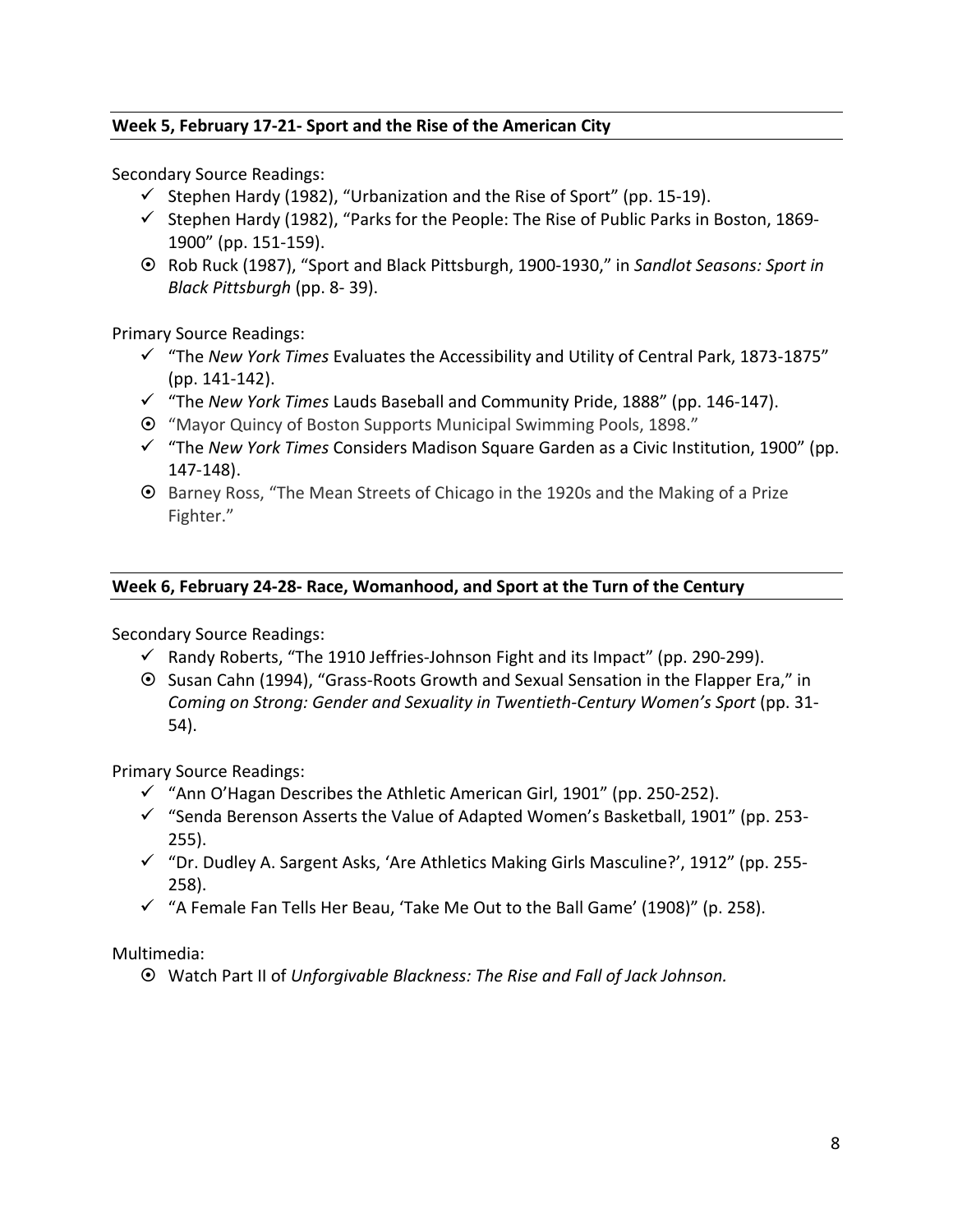**Week 5, February 17-21- Sport and the Rise of the American City**

Secondary Source Readings:

- ✓ Stephen Hardy (1982), "Urbanization and the Rise of Sport" (pp. 15-19).
- ✓ Stephen Hardy (1982), "Parks for the People: The Rise of Public Parks in Boston, 1869-1900" (pp. 151-159).
- ⊙ Rob Ruck (1987), "Sport and Black Pittsburgh, 1900-1930," in *Sandlot Seasons: Sport in Black Pittsburgh* (pp. 8- 39).

Primary Source Readings:

- ✓ "The *New York Times* Evaluates the Accessibility and Utility of Central Park, 1873-1875" (pp. 141-142).
- ✓ "The *New York Times* Lauds Baseball and Community Pride, 1888" (pp. 146-147).
- ⊙ "Mayor Quincy of Boston Supports Municipal Swimming Pools, 1898."
- ✓ "The *New York Times* Considers Madison Square Garden as a Civic Institution, 1900" (pp. 147-148).
- ⊙ Barney Ross, "The Mean Streets of Chicago in the 1920s and the Making of a Prize Fighter."

**Week 6, February 24-28- Race, Womanhood, and Sport at the Turn of the Century**

Secondary Source Readings:

- ✓ Randy Roberts, "The 1910 Jeffries-Johnson Fight and its Impact" (pp. 290-299).
- ⊙ Susan Cahn (1994), "Grass-Roots Growth and Sexual Sensation in the Flapper Era," in *Coming on Strong: Gender and Sexuality in Twentieth-Century Women's Sport* (pp. 31-54).

Primary Source Readings:

- ✓ "Ann O'Hagan Describes the Athletic American Girl, 1901" (pp. 250-252).
- ✓ "Senda Berenson Asserts the Value of Adapted Women's Basketball, 1901" (pp. 253-255).
- ✓ "Dr. Dudley A. Sargent Asks, 'Are Athletics Making Girls Masculine?', 1912" (pp. 255-258).
- ✓ "A Female Fan Tells Her Beau, 'Take Me Out to the Ball Game' (1908)" (p. 258).

Multimedia:

- ⊙ Watch Part II of *Unforgivable Blackness: The Rise and Fall of Jack Johnson.*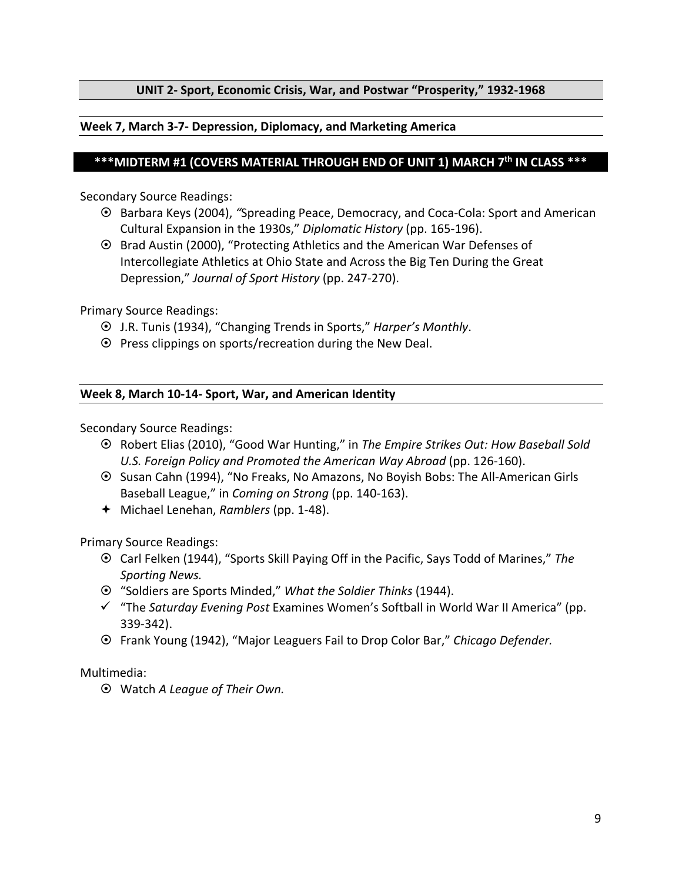## UNIT 2- Sport, Economic Crisis, War, and Postwar "Prosperity," 1932-1968

### Week 7, March 3-7- Depression, Diplomacy, and Marketing America

**\*\*\*MIDTERM #1 (COVERS MATERIAL THROUGH END OF UNIT 1) MARCH 7th IN CLASS \*\*\***

Secondary Source Readings:

- ⊙ Barbara Keys (2004), *"*Spreading Peace, Democracy, and Coca-Cola: Sport and American Cultural Expansion in the 1930s," *Diplomatic History* (pp. 165-196).
- ⊙ Brad Austin (2000), "Protecting Athletics and the American War Defenses of Intercollegiate Athletics at Ohio State and Across the Big Ten During the Great Depression," *Journal of Sport History* (pp. 247-270).

Primary Source Readings:

- ⊙ J.R. Tunis (1934), "Changing Trends in Sports," *Harper's Monthly*.
- ⊙ Press clippings on sports/recreation during the New Deal.

### Week 8, March 10-14- Sport, War, and American Identity

Secondary Source Readings:

- ⊙ Robert Elias (2010), "Good War Hunting," in *The Empire Strikes Out: How Baseball Sold U.S. Foreign Policy and Promoted the American Way Abroad* (pp. 126-160).
- ⊙ Susan Cahn (1994), "No Freaks, No Amazons, No Boyish Bobs: The All-American Girls Baseball League," in *Coming on Strong* (pp. 140-163).
- ✦ Michael Lenehan, *Ramblers* (pp. 1-48).

Primary Source Readings:

- ⊙ Carl Felken (1944), "Sports Skill Paying Off in the Pacific, Says Todd of Marines," *The Sporting News.*
- ⊙ "Soldiers are Sports Minded," *What the Soldier Thinks* (1944).
- ✓ "The *Saturday Evening Post* Examines Women's Softball in World War II America" (pp. 339-342).
- ⊙ Frank Young (1942), "Major Leaguers Fail to Drop Color Bar," *Chicago Defender.*

Multimedia:

- ⊙ Watch *A League of Their Own.*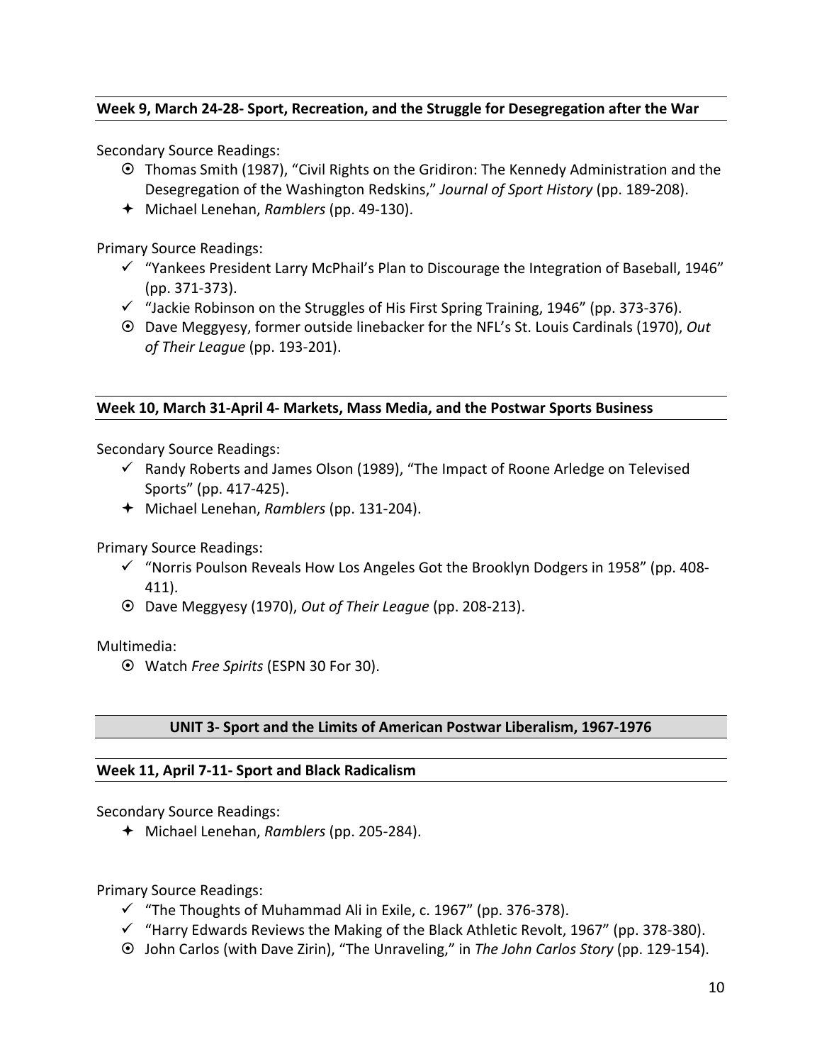**Week 9, March 24-28- Sport, Recreation, and the Struggle for Desegregation after the War**

Secondary Source Readings:

- ⊙ Thomas Smith (1987), "Civil Rights on the Gridiron: The Kennedy Administration and the Desegregation of the Washington Redskins," *Journal of Sport History* (pp. 189-208).
- ✦ Michael Lenehan, *Ramblers* (pp. 49-130).

Primary Source Readings:

- ✓ "Yankees President Larry McPhail's Plan to Discourage the Integration of Baseball, 1946" (pp. 371-373).
- ✓ "Jackie Robinson on the Struggles of His First Spring Training, 1946" (pp. 373-376).
- ⊙ Dave Meggyesy, former outside linebacker for the NFL's St. Louis Cardinals (1970), *Out of Their League* (pp. 193-201).

**Week 10, March 31-April 4- Markets, Mass Media, and the Postwar Sports Business**

Secondary Source Readings:

- ✓ Randy Roberts and James Olson (1989), "The Impact of Roone Arledge on Televised Sports" (pp. 417-425).
- ✦ Michael Lenehan, *Ramblers* (pp. 131-204).

Primary Source Readings:

- ✓ "Norris Poulson Reveals How Los Angeles Got the Brooklyn Dodgers in 1958" (pp. 408-411).
- ⊙ Dave Meggyesy (1970), *Out of Their League* (pp. 208-213).

Multimedia:

- ⊙ Watch *Free Spirits* (ESPN 30 For 30).

## UNIT 3- Sport and the Limits of American Postwar Liberalism, 1967-1976

**Week 11, April 7-11- Sport and Black Radicalism**

Secondary Source Readings:

- ✦ Michael Lenehan, *Ramblers* (pp. 205-284).

Primary Source Readings:

- ✓ "The Thoughts of Muhammad Ali in Exile, c. 1967" (pp. 376-378).
- ✓ "Harry Edwards Reviews the Making of the Black Athletic Revolt, 1967" (pp. 378-380).
- ⊙ John Carlos (with Dave Zirin), "The Unraveling," in *The John Carlos Story* (pp. 129-154).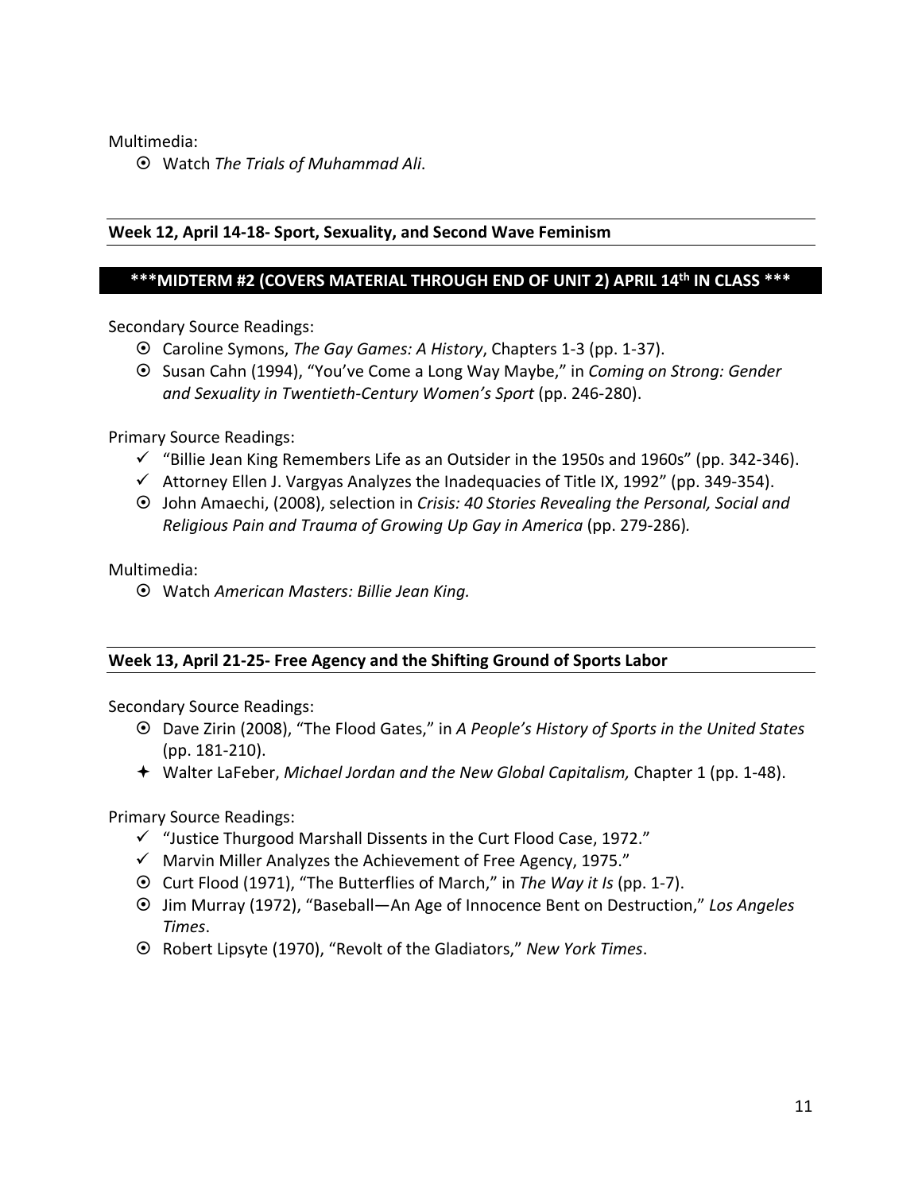Multimedia:

- ⊙ Watch *The Trials of Muhammad Ali*.

**Week 12, April 14-18- Sport, Sexuality, and Second Wave Feminism**

**\*\*\*MIDTERM #2 (COVERS MATERIAL THROUGH END OF UNIT 2) APRIL 14th IN CLASS \*\*\***

Secondary Source Readings:

- ⊙ Caroline Symons, *The Gay Games: A History*, Chapters 1-3 (pp. 1-37).
- ⊙ Susan Cahn (1994), "You've Come a Long Way Maybe," in *Coming on Strong: Gender and Sexuality in Twentieth-Century Women's Sport* (pp. 246-280).

Primary Source Readings:

- ✓ "Billie Jean King Remembers Life as an Outsider in the 1950s and 1960s" (pp. 342-346).
- ✓ Attorney Ellen J. Vargyas Analyzes the Inadequacies of Title IX, 1992" (pp. 349-354).
- ⊙ John Amaechi, (2008), selection in *Crisis: 40 Stories Revealing the Personal, Social and Religious Pain and Trauma of Growing Up Gay in America* (pp. 279-286).

Multimedia:

- ⊙ Watch *American Masters: Billie Jean King.*

**Week 13, April 21-25- Free Agency and the Shifting Ground of Sports Labor**

Secondary Source Readings:

- ⊙ Dave Zirin (2008), "The Flood Gates," in *A People's History of Sports in the United States* (pp. 181-210).
- ✦ Walter LaFeber, *Michael Jordan and the New Global Capitalism,* Chapter 1 (pp. 1-48).

Primary Source Readings:

- ✓ "Justice Thurgood Marshall Dissents in the Curt Flood Case, 1972."
- ✓ Marvin Miller Analyzes the Achievement of Free Agency, 1975."
- ⊙ Curt Flood (1971), "The Butterflies of March," in *The Way it Is* (pp. 1-7).
- ⊙ Jim Murray (1972), "Baseball—An Age of Innocence Bent on Destruction," *Los Angeles Times*.
- ⊙ Robert Lipsyte (1970), "Revolt of the Gladiators," *New York Times*.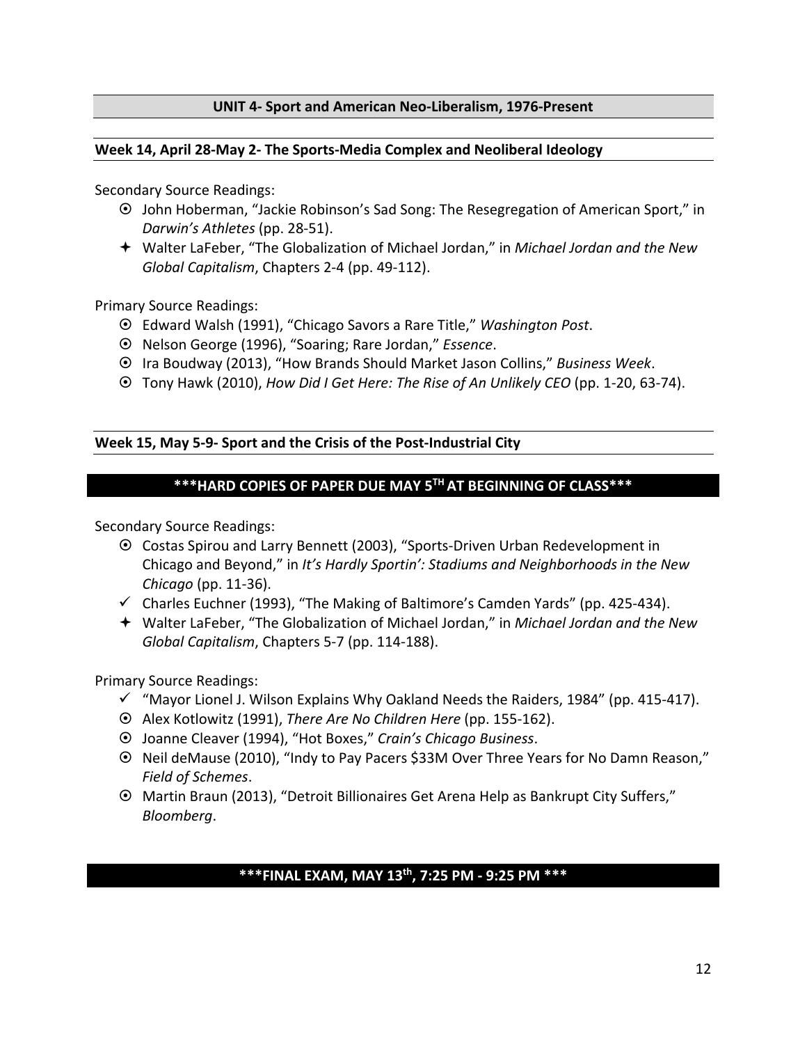## UNIT 4- Sport and American Neo-Liberalism, 1976-Present

### Week 14, April 28-May 2- The Sports-Media Complex and Neoliberal Ideology

Secondary Source Readings:

- ⊙ John Hoberman, "Jackie Robinson's Sad Song: The Resegregation of American Sport," in *Darwin's Athletes* (pp. 28-51).
- ✦ Walter LaFeber, "The Globalization of Michael Jordan," in *Michael Jordan and the New Global Capitalism*, Chapters 2-4 (pp. 49-112).

Primary Source Readings:

- ⊙ Edward Walsh (1991), "Chicago Savors a Rare Title," *Washington Post*.
- ⊙ Nelson George (1996), "Soaring; Rare Jordan," *Essence*.
- ⊙ Ira Boudway (2013), "How Brands Should Market Jason Collins," *Business Week*.
- ⊙ Tony Hawk (2010), *How Did I Get Here: The Rise of An Unlikely CEO* (pp. 1-20, 63-74).

### Week 15, May 5-9- Sport and the Crisis of the Post-Industrial City

**\*\*\*HARD COPIES OF PAPER DUE MAY 5TH AT BEGINNING OF CLASS\*\*\***

Secondary Source Readings:

- ⊙ Costas Spirou and Larry Bennett (2003), "Sports-Driven Urban Redevelopment in Chicago and Beyond," in *It's Hardly Sportin': Stadiums and Neighborhoods in the New Chicago* (pp. 11-36).
- ✓ Charles Euchner (1993), "The Making of Baltimore's Camden Yards" (pp. 425-434).
- ✦ Walter LaFeber, "The Globalization of Michael Jordan," in *Michael Jordan and the New Global Capitalism*, Chapters 5-7 (pp. 114-188).

Primary Source Readings:

- ✓ "Mayor Lionel J. Wilson Explains Why Oakland Needs the Raiders, 1984" (pp. 415-417).
- ⊙ Alex Kotlowitz (1991), *There Are No Children Here* (pp. 155-162).
- ⊙ Joanne Cleaver (1994), "Hot Boxes," *Crain's Chicago Business*.
- ⊙ Neil deMause (2010), "Indy to Pay Pacers $33M Over Three Years for No Damn Reason," *Field of Schemes*.
- ⊙ Martin Braun (2013), "Detroit Billionaires Get Arena Help as Bankrupt City Suffers," *Bloomberg*.

**\*\*\*FINAL EXAM, MAY 13th, 7:25 PM - 9:25 PM \*\*\***